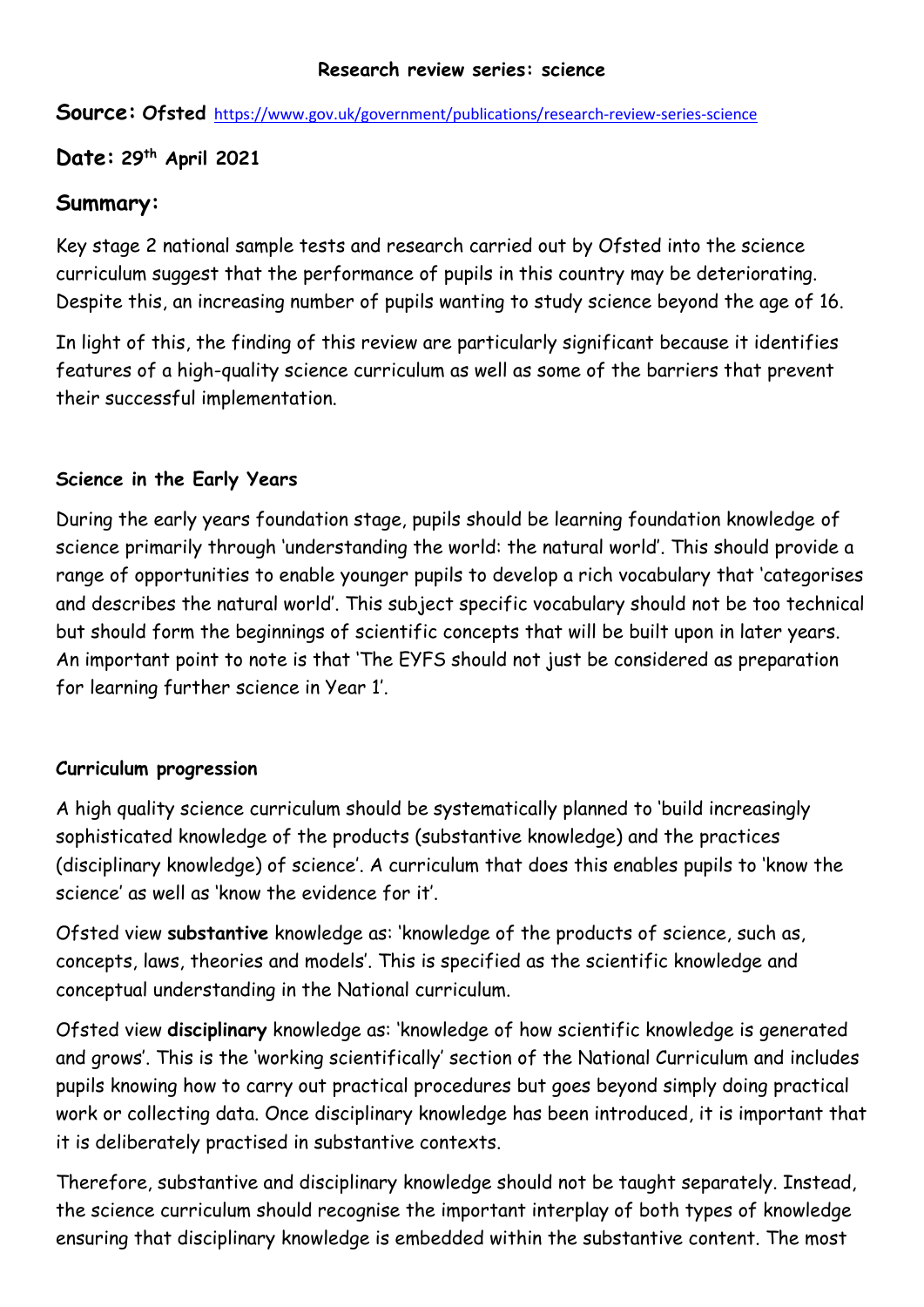**Research review series: science**

**Source: Ofsted** https://www.gov.uk/government/publications/research-review-series-science

**Date: 29th April 2021**

## Summary:

Key stage 2 national sample tests and research carried out by Ofsted into the science curriculum suggest that the performance of pupils in this country may be deteriorating. Despite this, an increasing number of pupils wanting to study science beyond the age of 16.

In light of this, the finding of this review are particularly significant because it identifies features of a high-quality science curriculum as well as some of the barriers that prevent their successful implementation.

### Science in the Early Years

During the early years foundation stage, pupils should be learning foundation knowledge of science primarily through 'understanding the world: the natural world'. This should provide a range of opportunities to enable younger pupils to develop a rich vocabulary that 'categorises and describes the natural world'. This subject specific vocabulary should not be too technical but should form the beginnings of scientific concepts that will be built upon in later years. An important point to note is that 'The EYFS should not just be considered as preparation for learning further science in Year 1'.

### Curriculum progression

A high quality science curriculum should be systematically planned to 'build increasingly sophisticated knowledge of the products (substantive knowledge) and the practices (disciplinary knowledge) of science'. A curriculum that does this enables pupils to 'know the science' as well as 'know the evidence for it'.

Ofsted view **substantive** knowledge as: 'knowledge of the products of science, such as, concepts, laws, theories and models'. This is specified as the scientific knowledge and conceptual understanding in the National curriculum.

Ofsted view **disciplinary** knowledge as: 'knowledge of how scientific knowledge is generated and grows'. This is the 'working scientifically' section of the National Curriculum and includes pupils knowing how to carry out practical procedures but goes beyond simply doing practical work or collecting data. Once disciplinary knowledge has been introduced, it is important that it is deliberately practised in substantive contexts.

Therefore, substantive and disciplinary knowledge should not be taught separately. Instead, the science curriculum should recognise the important interplay of both types of knowledge ensuring that disciplinary knowledge is embedded within the substantive content. The most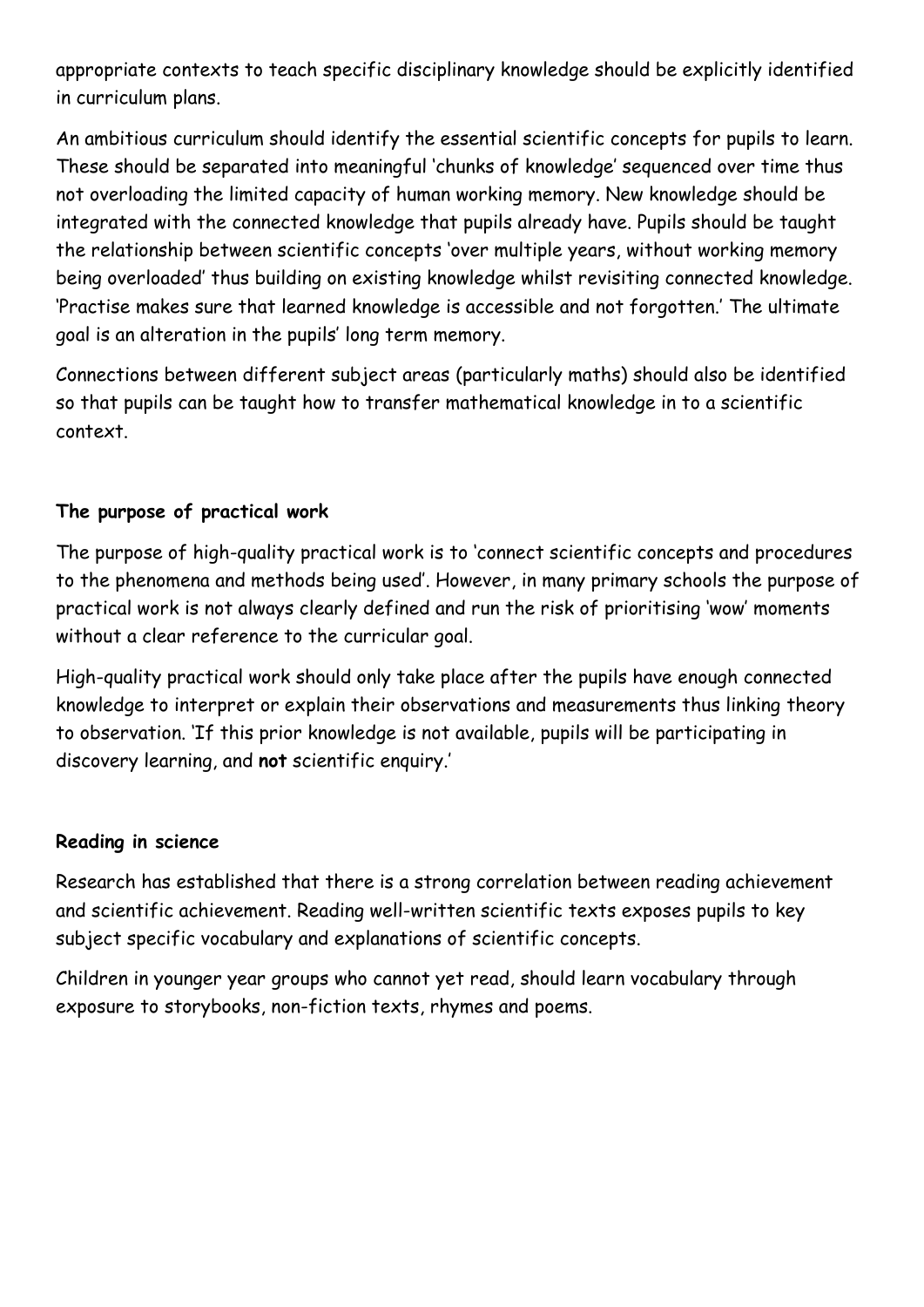appropriate contexts to teach specific disciplinary knowledge should be explicitly identified in curriculum plans.

An ambitious curriculum should identify the essential scientific concepts for pupils to learn. These should be separated into meaningful 'chunks of knowledge' sequenced over time thus not overloading the limited capacity of human working memory. New knowledge should be integrated with the connected knowledge that pupils already have. Pupils should be taught the relationship between scientific concepts 'over multiple years, without working memory being overloaded' thus building on existing knowledge whilst revisiting connected knowledge. 'Practise makes sure that learned knowledge is accessible and not forgotten.' The ultimate goal is an alteration in the pupils' long term memory.

Connections between different subject areas (particularly maths) should also be identified so that pupils can be taught how to transfer mathematical knowledge in to a scientific context.

**The purpose of practical work**

The purpose of high-quality practical work is to 'connect scientific concepts and procedures to the phenomena and methods being used'. However, in many primary schools the purpose of practical work is not always clearly defined and run the risk of prioritising 'wow' moments without a clear reference to the curricular goal.

High-quality practical work should only take place after the pupils have enough connected knowledge to interpret or explain their observations and measurements thus linking theory to observation. 'If this prior knowledge is not available, pupils will be participating in discovery learning, and **not** scientific enquiry.'

**Reading in science**

Research has established that there is a strong correlation between reading achievement and scientific achievement. Reading well-written scientific texts exposes pupils to key subject specific vocabulary and explanations of scientific concepts.

Children in younger year groups who cannot yet read, should learn vocabulary through exposure to storybooks, non-fiction texts, rhymes and poems.